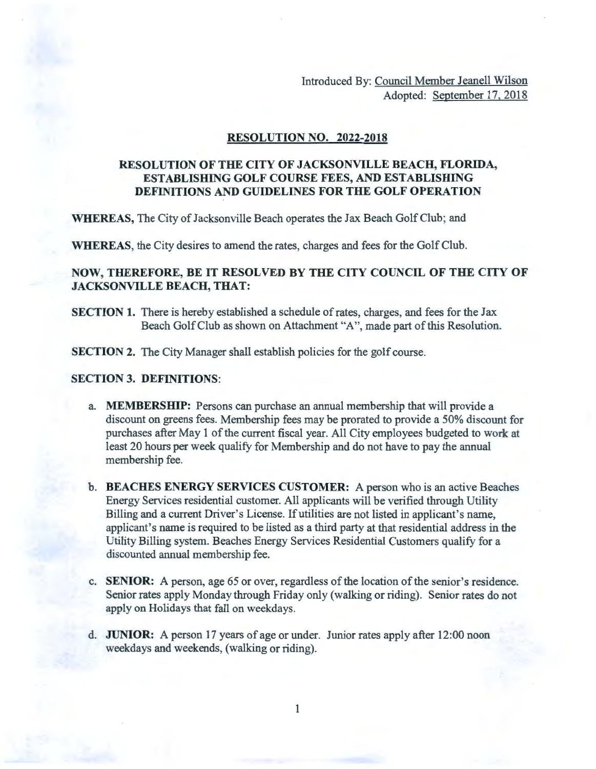Introduced By: Council Member Jeanell Wilson
Adopted: September 17, 2018

## RESOLUTION NO. 2022-2018

### RESOLUTION OF THE CITY OF JACKSONVILLE BEACH, FLORIDA, ESTABLISHING GOLF COURSE FEES, AND ESTABLISHING DEFINITIONS AND GUIDELINES FOR THE GOLF OPERATION

**WHEREAS,** The City of Jacksonville Beach operates the Jax Beach Golf Club; and

**WHEREAS**, the City desires to amend the rates, charges and fees for the Golf Club.

**NOW, THEREFORE, BE IT RESOLVED BY THE CITY COUNCIL OF THE CITY OF JACKSONVILLE BEACH, THAT:**

**SECTION 1.** There is hereby established a schedule of rates, charges, and fees for the Jax Beach Golf Club as shown on Attachment "A", made part of this Resolution.

**SECTION 2.** The City Manager shall establish policies for the golf course.

**SECTION 3. DEFINITIONS**:

a. **MEMBERSHIP:** Persons can purchase an annual membership that will provide a discount on greens fees. Membership fees may be prorated to provide a 50% discount for purchases after May 1 of the current fiscal year. All City employees budgeted to work at least 20 hours per week qualify for Membership and do not have to pay the annual membership fee.

b. **BEACHES ENERGY SERVICES CUSTOMER:** A person who is an active Beaches Energy Services residential customer. All applicants will be verified through Utility Billing and a current Driver's License. If utilities are not listed in applicant's name, applicant's name is required to be listed as a third party at that residential address in the Utility Billing system. Beaches Energy Services Residential Customers qualify for a discounted annual membership fee.

c. **SENIOR:** A person, age 65 or over, regardless of the location of the senior's residence. Senior rates apply Monday through Friday only (walking or riding). Senior rates do not apply on Holidays that fall on weekdays.

d. **JUNIOR:** A person 17 years of age or under. Junior rates apply after 12:00 noon weekdays and weekends, (walking or riding).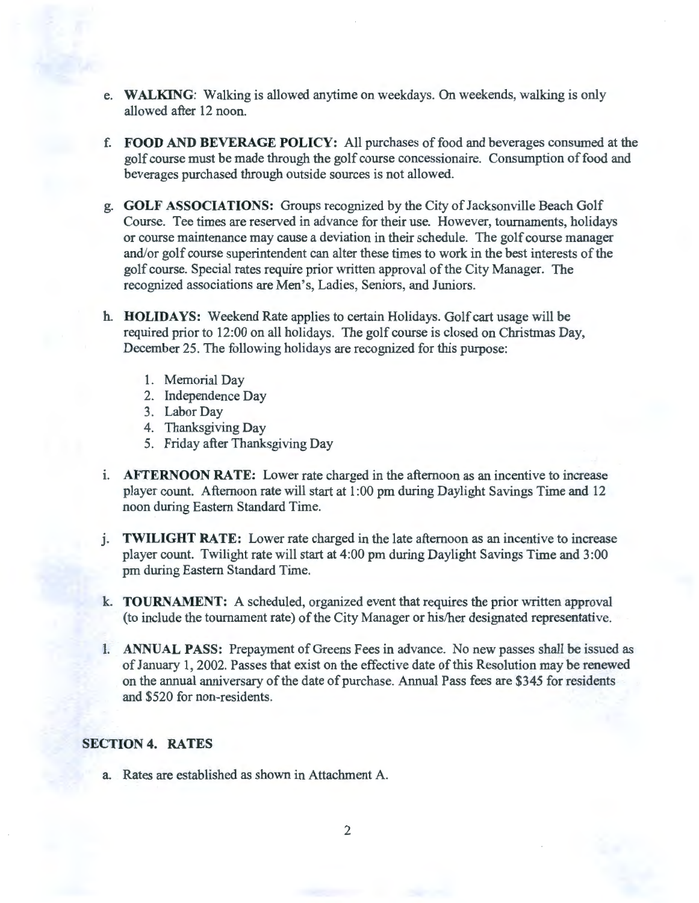e. **WALKING**: Walking is allowed anytime on weekdays. On weekends, walking is only allowed after 12 noon.

f. **FOOD AND BEVERAGE POLICY:** All purchases of food and beverages consumed at the golf course must be made through the golf course concessionaire. Consumption of food and beverages purchased through outside sources is not allowed.

g. **GOLF ASSOCIATIONS:** Groups recognized by the City of Jacksonville Beach Golf Course. Tee times are reserved in advance for their use. However, tournaments, holidays or course maintenance may cause a deviation in their schedule. The golf course manager and/or golf course superintendent can alter these times to work in the best interests of the golf course. Special rates require prior written approval of the City Manager. The recognized associations are Men's, Ladies, Seniors, and Juniors.

h. **HOLIDAYS:** Weekend Rate applies to certain Holidays. Golf cart usage will be required prior to 12:00 on all holidays. The golf course is closed on Christmas Day, December 25. The following holidays are recognized for this purpose:

   1. Memorial Day
   2. Independence Day
   3. Labor Day
   4. Thanksgiving Day
   5. Friday after Thanksgiving Day

i. **AFTERNOON RATE:** Lower rate charged in the afternoon as an incentive to increase player count. Afternoon rate will start at 1:00 pm during Daylight Savings Time and 12 noon during Eastern Standard Time.

j. **TWILIGHT RATE:** Lower rate charged in the late afternoon as an incentive to increase player count. Twilight rate will start at 4:00 pm during Daylight Savings Time and 3:00 pm during Eastern Standard Time.

k. **TOURNAMENT:** A scheduled, organized event that requires the prior written approval (to include the tournament rate) of the City Manager or his/her designated representative.

l. **ANNUAL PASS:** Prepayment of Greens Fees in advance. No new passes shall be issued as of January 1, 2002. Passes that exist on the effective date of this Resolution may be renewed on the annual anniversary of the date of purchase. Annual Pass fees are $345 for residents and $520 for non-residents.

## SECTION 4. RATES

a. Rates are established as shown in Attachment A.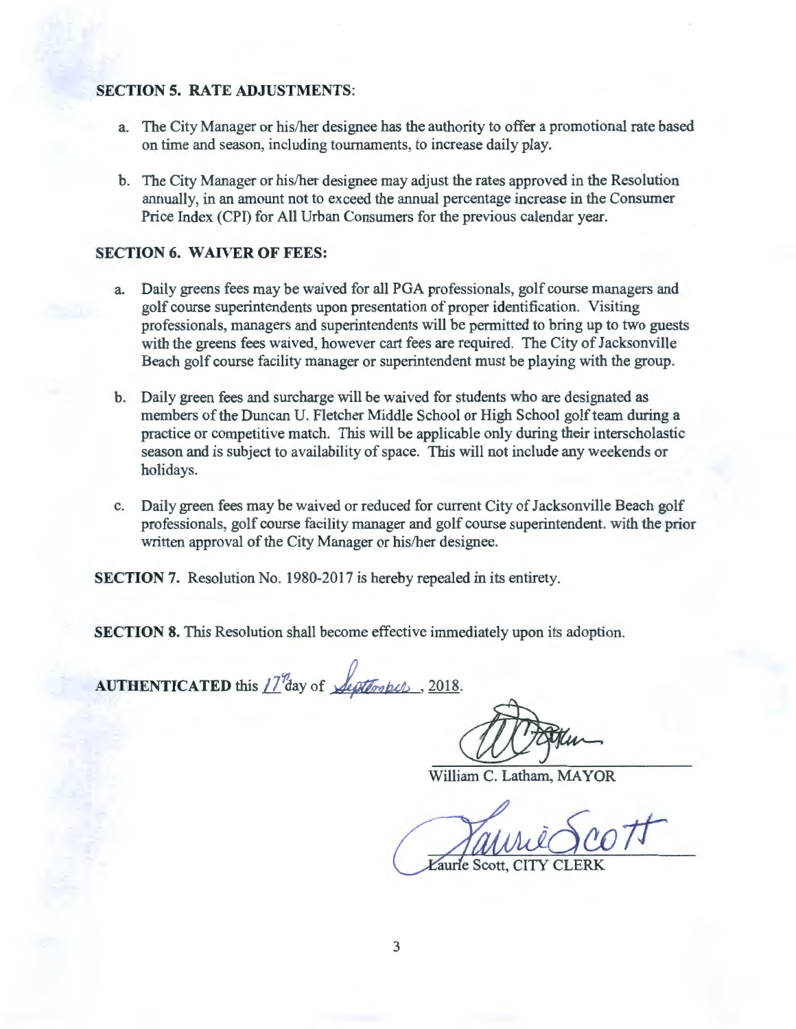**SECTION 5. RATE ADJUSTMENTS**:

a. The City Manager or his/her designee has the authority to offer a promotional rate based on time and season, including tournaments, to increase daily play.

b. The City Manager or his/her designee may adjust the rates approved in the Resolution annually, in an amount not to exceed the annual percentage increase in the Consumer Price Index (CPI) for All Urban Consumers for the previous calendar year.

**SECTION 6. WAIVER OF FEES:**

a. Daily greens fees may be waived for all PGA professionals, golf course managers and golf course superintendents upon presentation of proper identification. Visiting professionals, managers and superintendents will be permitted to bring up to two guests with the greens fees waived, however cart fees are required. The City of Jacksonville Beach golf course facility manager or superintendent must be playing with the group.

b. Daily green fees and surcharge will be waived for students who are designated as members of the Duncan U. Fletcher Middle School or High School golf team during a practice or competitive match. This will be applicable only during their interscholastic season and is subject to availability of space. This will not include any weekends or holidays.

c. Daily green fees may be waived or reduced for current City of Jacksonville Beach golf professionals, golf course facility manager and golf course superintendent. with the prior written approval of the City Manager or his/her designee.

**SECTION 7.** Resolution No. 1980-2017 is hereby repealed in its entirety.

**SECTION 8.** This Resolution shall become effective immediately upon its adoption.

**AUTHENTICATED** this 17th day of September, 2018.

William C. Latham, MAYOR

Laurie Scott, CITY CLERK